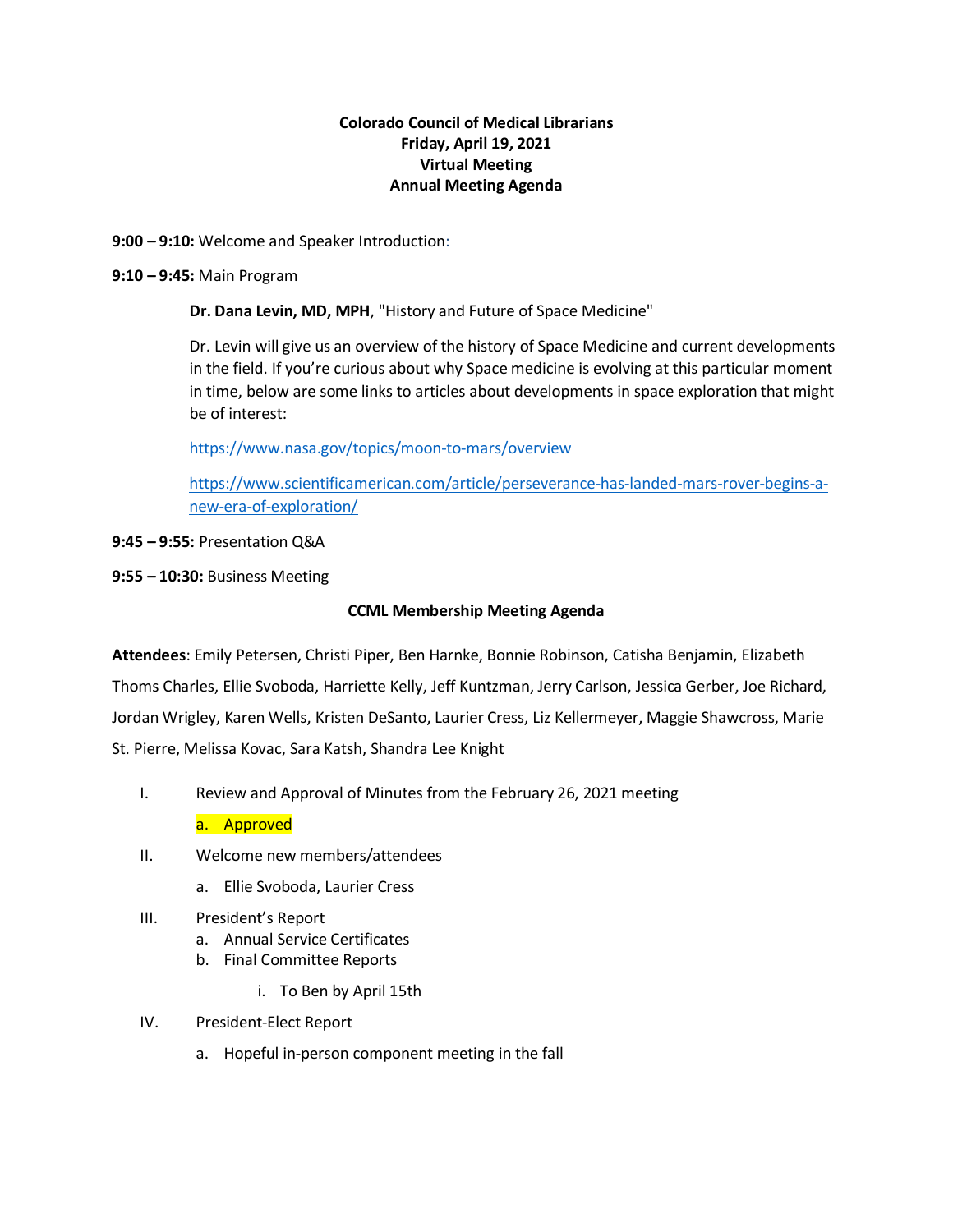**Colorado Council of Medical Librarians**
**Friday, April 19, 2021**
**Virtual Meeting**
**Annual Meeting Agenda**

**9:00 – 9:10:** Welcome and Speaker Introduction:

**9:10 – 9:45:** Main Program

**Dr. Dana Levin, MD, MPH**, "History and Future of Space Medicine"

Dr. Levin will give us an overview of the history of Space Medicine and current developments in the field. If you're curious about why Space medicine is evolving at this particular moment in time, below are some links to articles about developments in space exploration that might be of interest:

https://www.nasa.gov/topics/moon-to-mars/overview

https://www.scientificamerican.com/article/perseverance-has-landed-mars-rover-begins-a-new-era-of-exploration/

**9:45 – 9:55:** Presentation Q&A

**9:55 – 10:30:** Business Meeting

**CCML Membership Meeting Agenda**

**Attendees**: Emily Petersen, Christi Piper, Ben Harnke, Bonnie Robinson, Catisha Benjamin, Elizabeth Thoms Charles, Ellie Svoboda, Harriette Kelly, Jeff Kuntzman, Jerry Carlson, Jessica Gerber, Joe Richard, Jordan Wrigley, Karen Wells, Kristen DeSanto, Laurier Cress, Liz Kellermeyer, Maggie Shawcross, Marie St. Pierre, Melissa Kovac, Sara Katsh, Shandra Lee Knight

I. Review and Approval of Minutes from the February 26, 2021 meeting
   a. Approved
II. Welcome new members/attendees
   a. Ellie Svoboda, Laurier Cress
III. President's Report
   a. Annual Service Certificates
   b. Final Committee Reports
      i. To Ben by April 15th
IV. President-Elect Report
   a. Hopeful in-person component meeting in the fall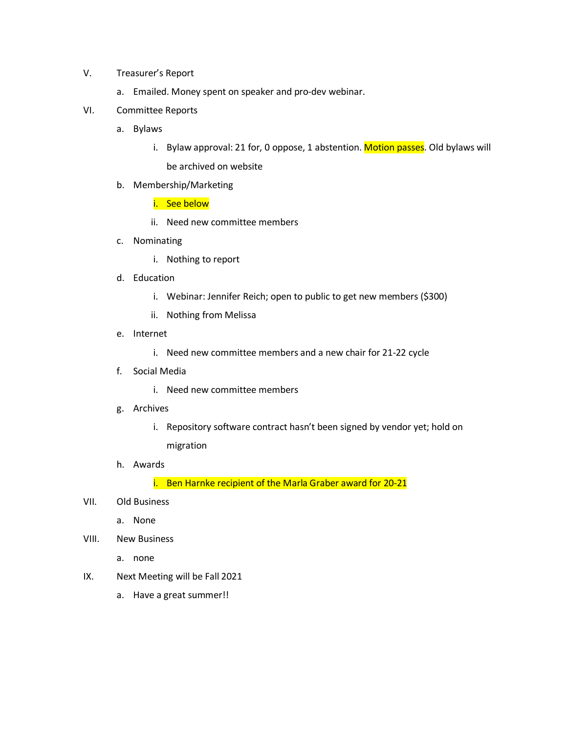V. Treasurer's Report

   a. Emailed. Money spent on speaker and pro-dev webinar.

VI. Committee Reports

   a. Bylaws

      i. Bylaw approval: 21 for, 0 oppose, 1 abstention. Motion passes. Old bylaws will be archived on website

   b. Membership/Marketing

      i. See below

      ii. Need new committee members

   c. Nominating

      i. Nothing to report

   d. Education

      i. Webinar: Jennifer Reich; open to public to get new members ($300)

      ii. Nothing from Melissa

   e. Internet

      i. Need new committee members and a new chair for 21-22 cycle

   f. Social Media

      i. Need new committee members

   g. Archives

      i. Repository software contract hasn't been signed by vendor yet; hold on migration

   h. Awards

      i. Ben Harnke recipient of the Marla Graber award for 20-21

VII. Old Business

   a. None

VIII. New Business

   a. none

IX. Next Meeting will be Fall 2021

   a. Have a great summer!!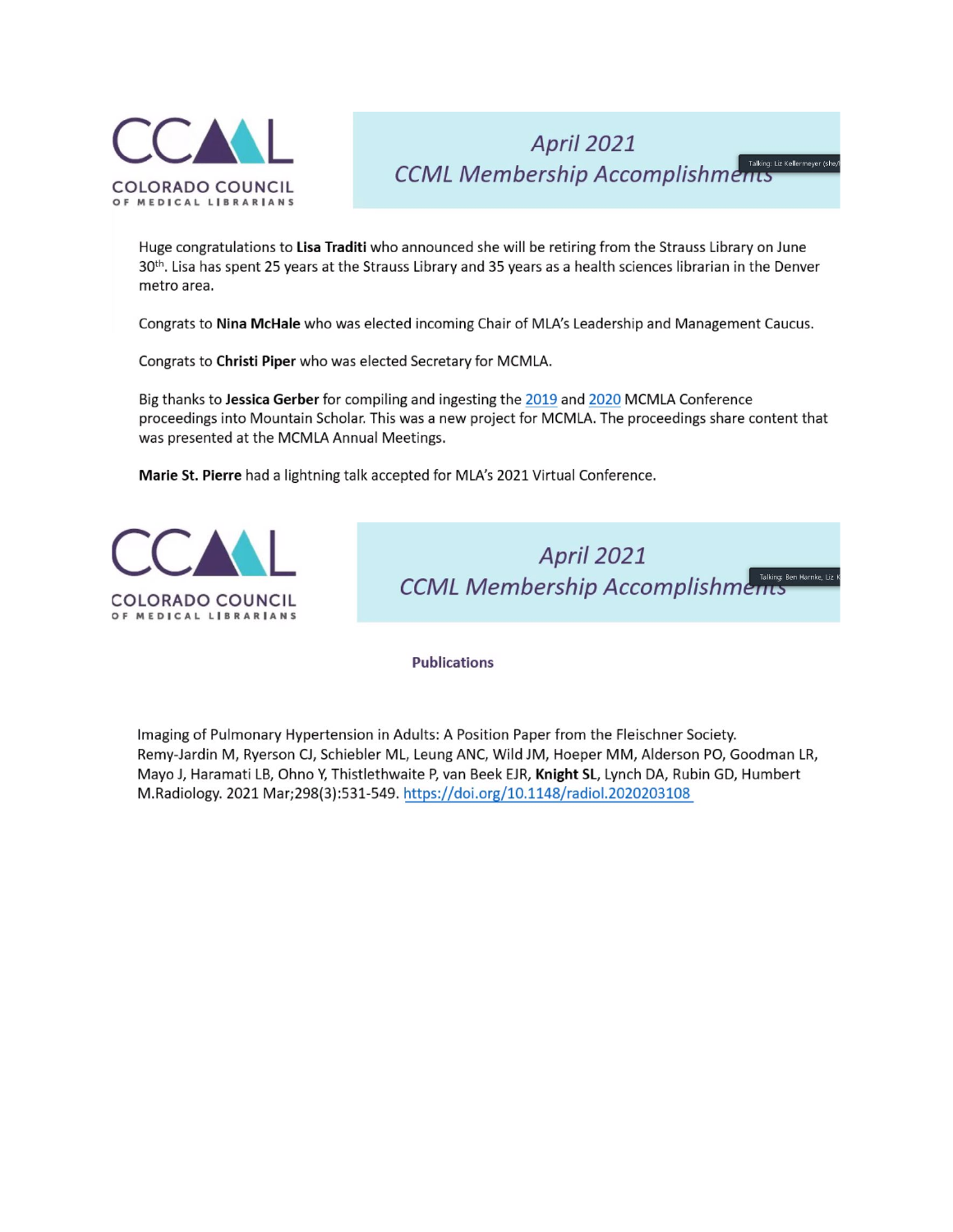COLORADO COUNCIL OF MEDICAL LIBRARIANS

# April 2021 CCML Membership Accomplishments

Huge congratulations to **Lisa Traditi** who announced she will be retiring from the Strauss Library on June 30th. Lisa has spent 25 years at the Strauss Library and 35 years as a health sciences librarian in the Denver metro area.

Congrats to **Nina McHale** who was elected incoming Chair of MLA's Leadership and Management Caucus.

Congrats to **Christi Piper** who was elected Secretary for MCMLA.

Big thanks to **Jessica Gerber** for compiling and ingesting the 2019 and 2020 MCMLA Conference proceedings into Mountain Scholar. This was a new project for MCMLA. The proceedings share content that was presented at the MCMLA Annual Meetings.

**Marie St. Pierre** had a lightning talk accepted for MLA's 2021 Virtual Conference.

COLORADO COUNCIL OF MEDICAL LIBRARIANS

# April 2021 CCML Membership Accomplishments

## Publications

Imaging of Pulmonary Hypertension in Adults: A Position Paper from the Fleischner Society. Remy-Jardin M, Ryerson CJ, Schiebler ML, Leung ANC, Wild JM, Hoeper MM, Alderson PO, Goodman LR, Mayo J, Haramati LB, Ohno Y, Thistlethwaite P, van Beek EJR, **Knight SL**, Lynch DA, Rubin GD, Humbert M.Radiology. 2021 Mar;298(3):531-549. https://doi.org/10.1148/radiol.2020203108